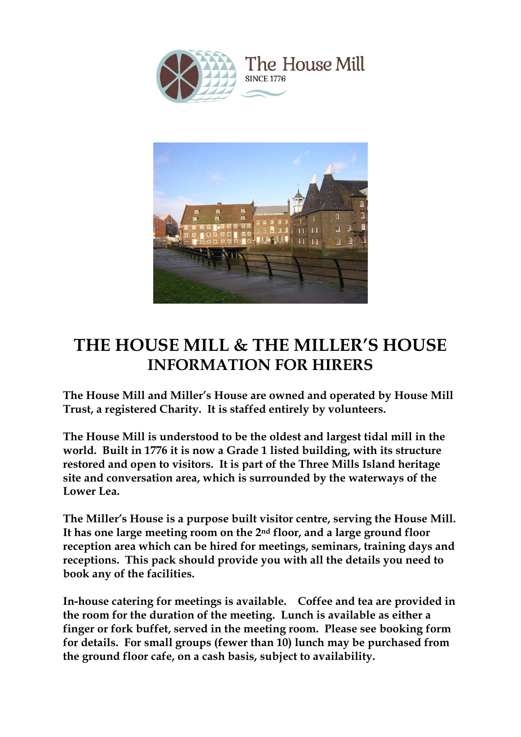The House Mill
SINCE 1776

# THE HOUSE MILL & THE MILLER'S HOUSE
## INFORMATION FOR HIRERS

**The House Mill and Miller's House are owned and operated by House Mill Trust, a registered Charity. It is staffed entirely by volunteers.**

**The House Mill is understood to be the oldest and largest tidal mill in the world. Built in 1776 it is now a Grade 1 listed building, with its structure restored and open to visitors. It is part of the Three Mills Island heritage site and conversation area, which is surrounded by the waterways of the Lower Lea.**

**The Miller's House is a purpose built visitor centre, serving the House Mill. It has one large meeting room on the 2nd floor, and a large ground floor reception area which can be hired for meetings, seminars, training days and receptions. This pack should provide you with all the details you need to book any of the facilities.**

**In-house catering for meetings is available. Coffee and tea are provided in the room for the duration of the meeting. Lunch is available as either a finger or fork buffet, served in the meeting room. Please see booking form for details. For small groups (fewer than 10) lunch may be purchased from the ground floor cafe, on a cash basis, subject to availability.**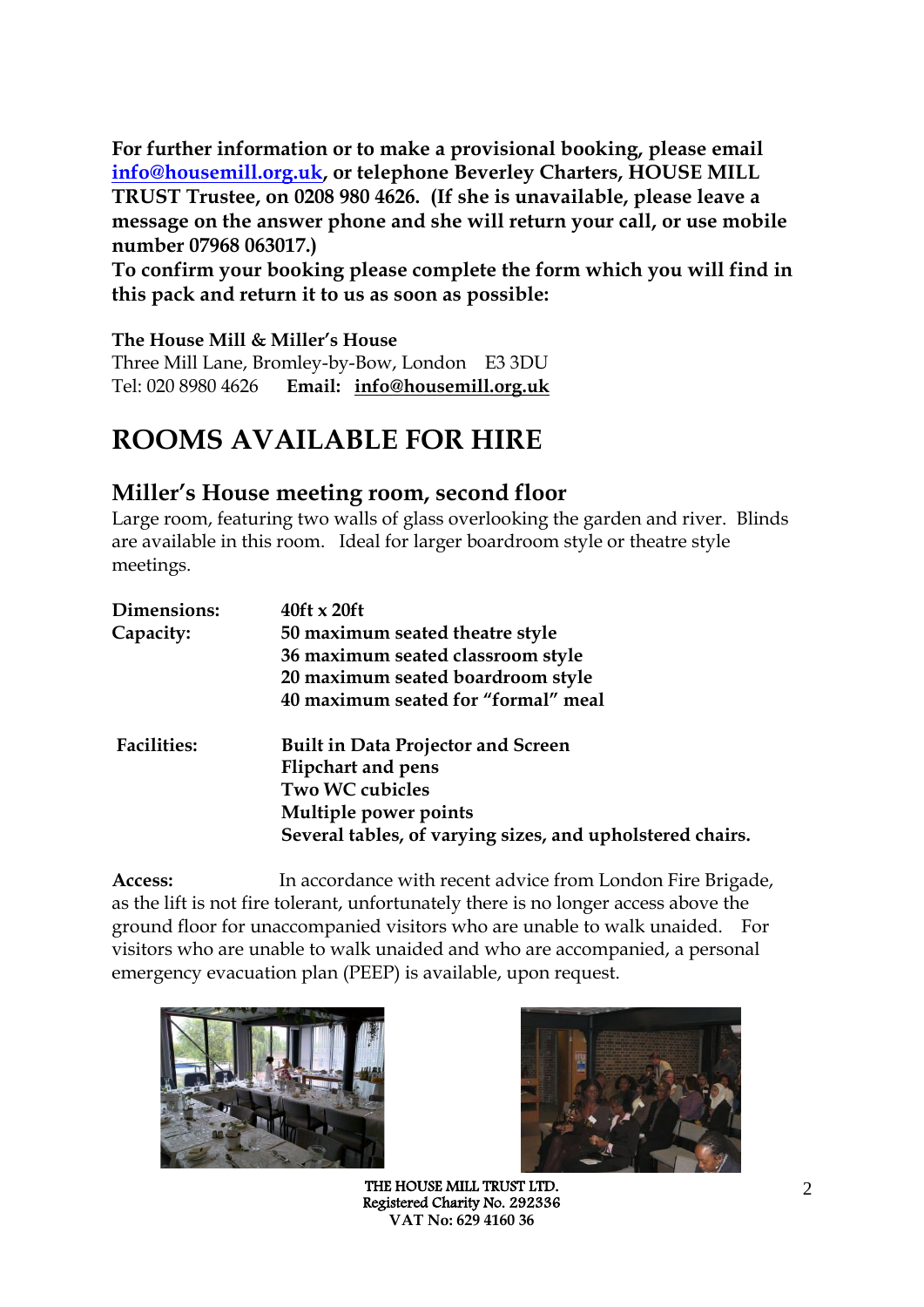**For further information or to make a provisional booking, please email [info@housemill.org.uk](mailto:info@housemill.org.uk), or telephone Beverley Charters, HOUSE MILL TRUST Trustee, on 0208 980 4626. (If she is unavailable, please leave a message on the answer phone and she will return your call, or use mobile number 07968 063017.)**

**To confirm your booking please complete the form which you will find in this pack and return it to us as soon as possible:**

**The House Mill & Miller's House**
Three Mill Lane, Bromley-by-Bow, London E3 3DU
Tel: 020 8980 4626 **Email: info@housemill.org.uk**

# ROOMS AVAILABLE FOR HIRE

## Miller's House meeting room, second floor

Large room, featuring two walls of glass overlooking the garden and river. Blinds are available in this room. Ideal for larger boardroom style or theatre style meetings.

**Dimensions:** **40ft x 20ft**

**Capacity:**
**50 maximum seated theatre style**
**36 maximum seated classroom style**
**20 maximum seated boardroom style**
**40 maximum seated for "formal" meal**

**Facilities:**
**Built in Data Projector and Screen**
**Flipchart and pens**
**Two WC cubicles**
**Multiple power points**
**Several tables, of varying sizes, and upholstered chairs.**

**Access:** In accordance with recent advice from London Fire Brigade, as the lift is not fire tolerant, unfortunately there is no longer access above the ground floor for unaccompanied visitors who are unable to walk unaided. For visitors who are unable to walk unaided and who are accompanied, a personal emergency evacuation plan (PEEP) is available, upon request.

THE HOUSE MILL TRUST LTD.
Registered Charity No. 292336
VAT No: 629 4160 36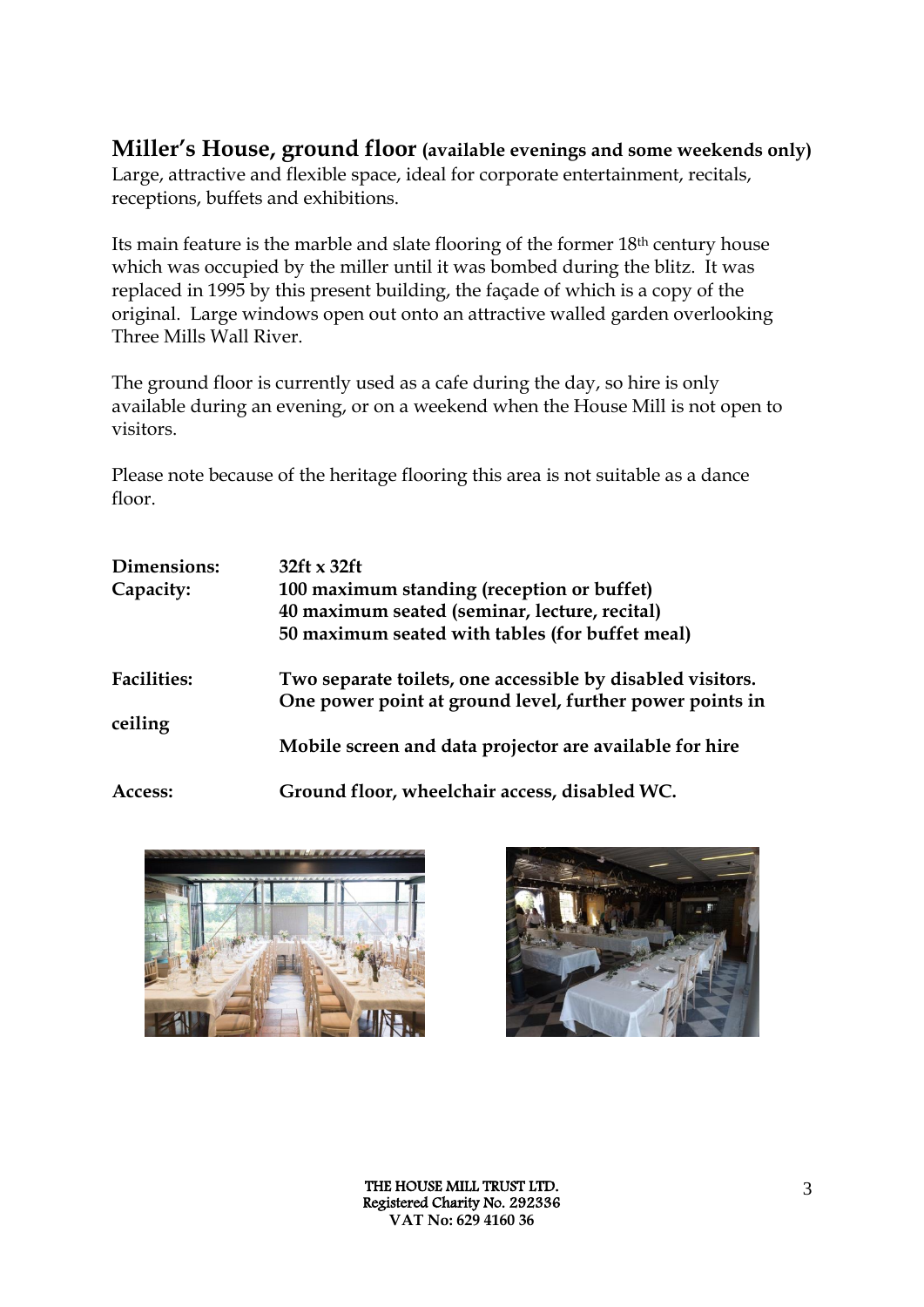## Miller's House, ground floor **(available evenings and some weekends only)**

Large, attractive and flexible space, ideal for corporate entertainment, recitals, receptions, buffets and exhibitions.

Its main feature is the marble and slate flooring of the former 18th century house which was occupied by the miller until it was bombed during the blitz. It was replaced in 1995 by this present building, the façade of which is a copy of the original. Large windows open out onto an attractive walled garden overlooking Three Mills Wall River.

The ground floor is currently used as a cafe during the day, so hire is only available during an evening, or on a weekend when the House Mill is not open to visitors.

Please note because of the heritage flooring this area is not suitable as a dance floor.

| | |
|---|---|
| **Dimensions:** | **32ft x 32ft** |
| **Capacity:** | **100 maximum standing (reception or buffet)**<br>**40 maximum seated (seminar, lecture, recital)**<br>**50 maximum seated with tables (for buffet meal)** |
| **Facilities:** | **Two separate toilets, one accessible by disabled visitors.**<br>**One power point at ground level, further power points in ceiling**<br>**Mobile screen and data projector are available for hire** |
| **Access:** | **Ground floor, wheelchair access, disabled WC.** |

THE HOUSE MILL TRUST LTD.
Registered Charity No. 292336
VAT No: 629 4160 36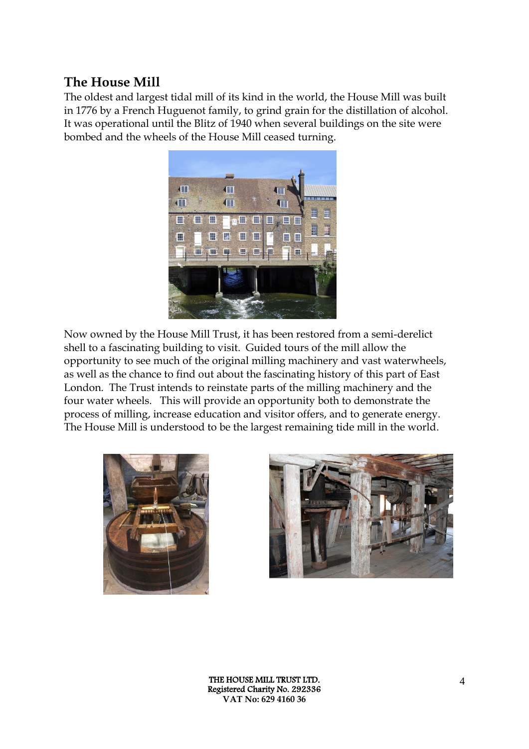## The House Mill

The oldest and largest tidal mill of its kind in the world, the House Mill was built in 1776 by a French Huguenot family, to grind grain for the distillation of alcohol. It was operational until the Blitz of 1940 when several buildings on the site were bombed and the wheels of the House Mill ceased turning.

Now owned by the House Mill Trust, it has been restored from a semi-derelict shell to a fascinating building to visit. Guided tours of the mill allow the opportunity to see much of the original milling machinery and vast waterwheels, as well as the chance to find out about the fascinating history of this part of East London. The Trust intends to reinstate parts of the milling machinery and the four water wheels. This will provide an opportunity both to demonstrate the process of milling, increase education and visitor offers, and to generate energy. The House Mill is understood to be the largest remaining tide mill in the world.

THE HOUSE MILL TRUST LTD.
Registered Charity No. 292336
VAT No: 629 4160 36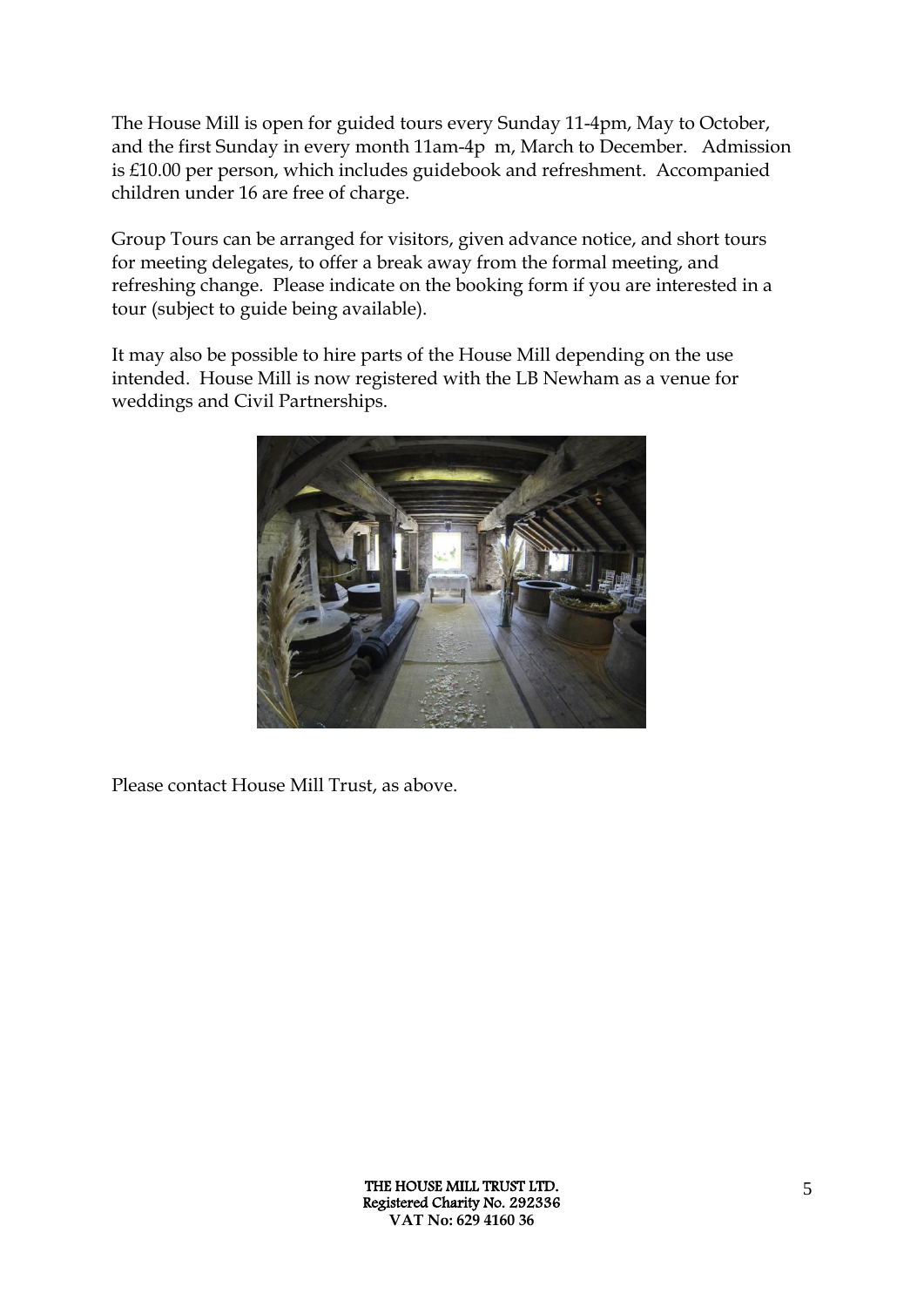The House Mill is open for guided tours every Sunday 11-4pm, May to October, and the first Sunday in every month 11am-4p m, March to December. Admission is £10.00 per person, which includes guidebook and refreshment. Accompanied children under 16 are free of charge.

Group Tours can be arranged for visitors, given advance notice, and short tours for meeting delegates, to offer a break away from the formal meeting, and refreshing change. Please indicate on the booking form if you are interested in a tour (subject to guide being available).

It may also be possible to hire parts of the House Mill depending on the use intended. House Mill is now registered with the LB Newham as a venue for weddings and Civil Partnerships.

Please contact House Mill Trust, as above.

**THE HOUSE MILL TRUST LTD.**
**Registered Charity No. 292336**
**VAT No: 629 4160 36**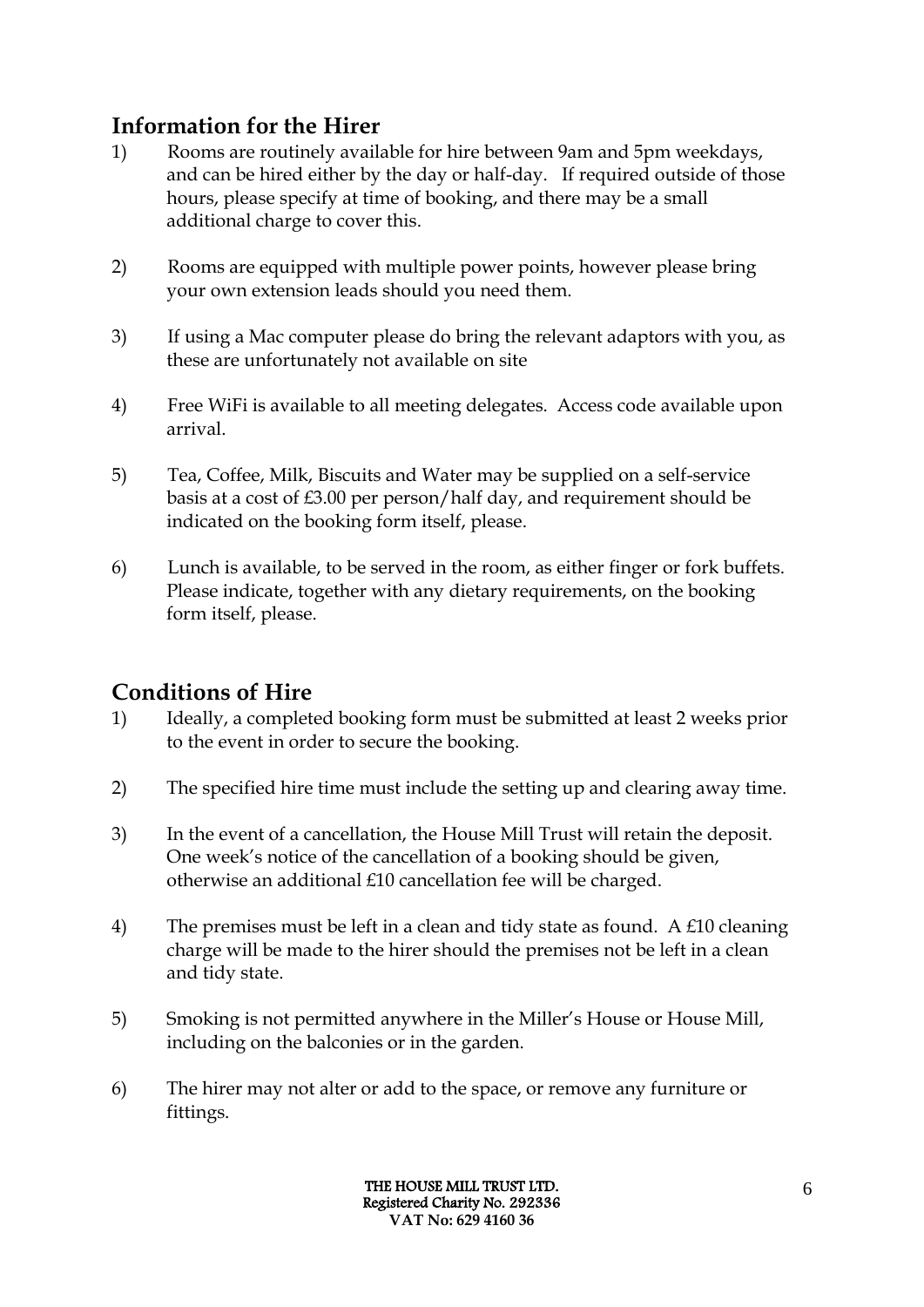## Information for the Hirer

1) Rooms are routinely available for hire between 9am and 5pm weekdays, and can be hired either by the day or half-day. If required outside of those hours, please specify at time of booking, and there may be a small additional charge to cover this.

2) Rooms are equipped with multiple power points, however please bring your own extension leads should you need them.

3) If using a Mac computer please do bring the relevant adaptors with you, as these are unfortunately not available on site

4) Free WiFi is available to all meeting delegates. Access code available upon arrival.

5) Tea, Coffee, Milk, Biscuits and Water may be supplied on a self-service basis at a cost of £3.00 per person/half day, and requirement should be indicated on the booking form itself, please.

6) Lunch is available, to be served in the room, as either finger or fork buffets. Please indicate, together with any dietary requirements, on the booking form itself, please.

## Conditions of Hire

1) Ideally, a completed booking form must be submitted at least 2 weeks prior to the event in order to secure the booking.

2) The specified hire time must include the setting up and clearing away time.

3) In the event of a cancellation, the House Mill Trust will retain the deposit. One week's notice of the cancellation of a booking should be given, otherwise an additional £10 cancellation fee will be charged.

4) The premises must be left in a clean and tidy state as found. A £10 cleaning charge will be made to the hirer should the premises not be left in a clean and tidy state.

5) Smoking is not permitted anywhere in the Miller's House or House Mill, including on the balconies or in the garden.

6) The hirer may not alter or add to the space, or remove any furniture or fittings.

THE HOUSE MILL TRUST LTD.
Registered Charity No. 292336
VAT No: 629 4160 36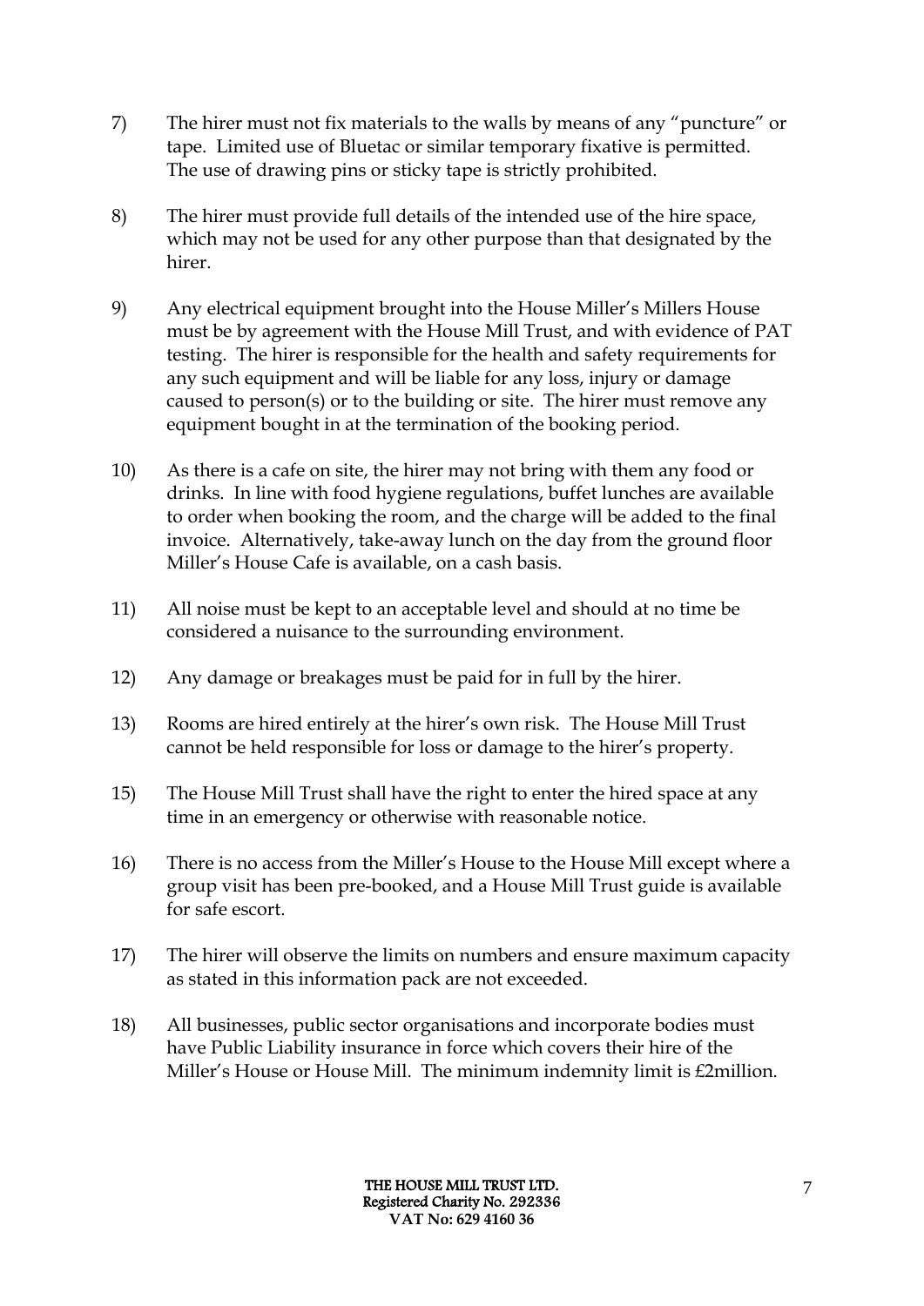7) The hirer must not fix materials to the walls by means of any "puncture" or tape. Limited use of Bluetac or similar temporary fixative is permitted. The use of drawing pins or sticky tape is strictly prohibited.

8) The hirer must provide full details of the intended use of the hire space, which may not be used for any other purpose than that designated by the hirer.

9) Any electrical equipment brought into the House Miller's Millers House must be by agreement with the House Mill Trust, and with evidence of PAT testing. The hirer is responsible for the health and safety requirements for any such equipment and will be liable for any loss, injury or damage caused to person(s) or to the building or site. The hirer must remove any equipment bought in at the termination of the booking period.

10) As there is a cafe on site, the hirer may not bring with them any food or drinks. In line with food hygiene regulations, buffet lunches are available to order when booking the room, and the charge will be added to the final invoice. Alternatively, take-away lunch on the day from the ground floor Miller's House Cafe is available, on a cash basis.

11) All noise must be kept to an acceptable level and should at no time be considered a nuisance to the surrounding environment.

12) Any damage or breakages must be paid for in full by the hirer.

13) Rooms are hired entirely at the hirer's own risk. The House Mill Trust cannot be held responsible for loss or damage to the hirer's property.

15) The House Mill Trust shall have the right to enter the hired space at any time in an emergency or otherwise with reasonable notice.

16) There is no access from the Miller's House to the House Mill except where a group visit has been pre-booked, and a House Mill Trust guide is available for safe escort.

17) The hirer will observe the limits on numbers and ensure maximum capacity as stated in this information pack are not exceeded.

18) All businesses, public sector organisations and incorporate bodies must have Public Liability insurance in force which covers their hire of the Miller's House or House Mill. The minimum indemnity limit is £2million.

**THE HOUSE MILL TRUST LTD.**
**Registered Charity No. 292336**
**VAT No: 629 4160 36**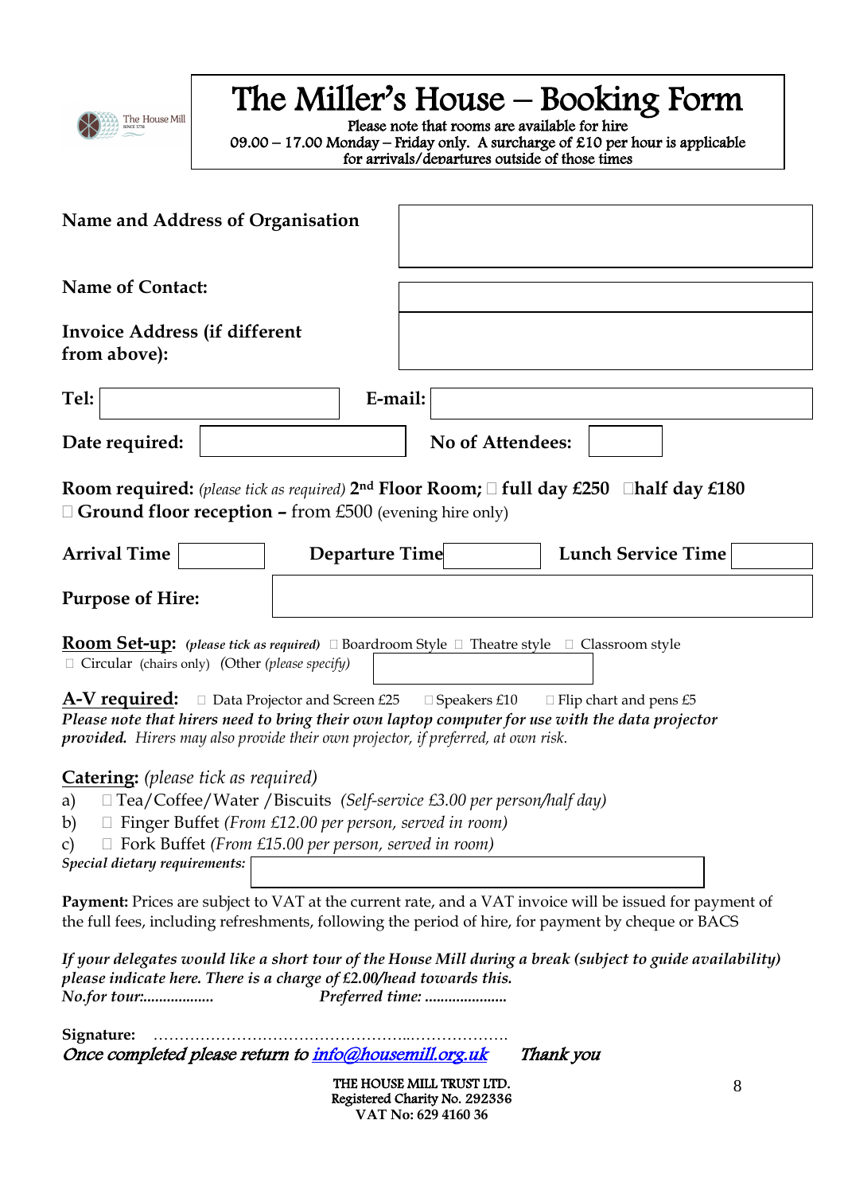# The Miller's House – Booking Form

Please note that rooms are available for hire
09.00 – 17.00 Monday – Friday only. A surcharge of £10 per hour is applicable for arrivals/departures outside of those times

**Name and Address of Organisation**

**Name of Contact:**

**Invoice Address (if different from above):**

**Tel:** **E-mail:**

**Date required:** **No of Attendees:**

**Room required:** *(please tick as required)* **2nd Floor Room;** ☐ **full day £250** ☐**half day £180**
☐ **Ground floor reception –** from £500 (evening hire only)

**Arrival Time** **Departure Time** **Lunch Service Time**

**Purpose of Hire:**

**Room Set-up:** ***(please tick as required)*** ☐ Boardroom Style ☐ Theatre style ☐ Classroom style
☐ Circular (chairs only) (Other *(please specify)*)

**A-V required:** ☐ Data Projector and Screen £25 ☐ Speakers £10 ☐ Flip chart and pens £5
***Please note that hirers need to bring their own laptop computer for use with the data projector provided.*** *Hirers may also provide their own projector, if preferred, at own risk.*

**Catering:** *(please tick as required)*

a) ☐ Tea/Coffee/Water /Biscuits *(Self-service £3.00 per person/half day)*
b) ☐ Finger Buffet *(From £12.00 per person, served in room)*
c) ☐ Fork Buffet *(From £15.00 per person, served in room)*

***Special dietary requirements:***

**Payment:** Prices are subject to VAT at the current rate, and a VAT invoice will be issued for payment of the full fees, including refreshments, following the period of hire, for payment by cheque or BACS

***If your delegates would like a short tour of the House Mill during a break (subject to guide availability) please indicate here. There is a charge of £2.00/head towards this.***
***No.for tour:..................*** ***Preferred time: ....................***

**Signature:** …………………………………………..……………….
*Once completed please return to [info@housemill.org.uk](mailto:info@housemill.org.uk)* *Thank you*

THE HOUSE MILL TRUST LTD.
Registered Charity No. 292336
VAT No: 629 4160 36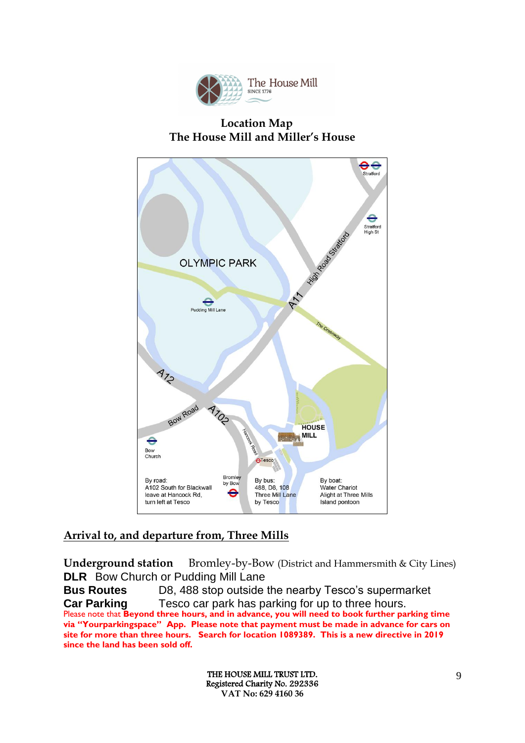The House Mill
SINCE 1776

## Location Map
## The House Mill and Miller's House

OLYMPIC PARK

Stratford

Stratford High St

High Road Stratford

A11

Pudding Mill Lane

The Greenway

A12

Bow Road

A102

Hancock Road

HOUSE MILL

Bow Church

Tesco

By road:
A102 South for Blackwall
leave at Hancock Rd,
turn left at Tesco

Bromley by Bow

By bus:
488, D8, 108
Three Mill Lane
by Tesco

By boat:
Water Chariot
Alight at Three Mills
Island pontoon

## Arrival to, and departure from, Three Mills

**Underground station** Bromley-by-Bow (District and Hammersmith & City Lines)
**DLR** Bow Church or Pudding Mill Lane
**Bus Routes** D8, 488 stop outside the nearby Tesco's supermarket
**Car Parking** Tesco car park has parking for up to three hours.
Please note that **Beyond three hours, and in advance, you will need to book further parking time via "Yourparkingspace" App. Please note that payment must be made in advance for cars on site for more than three hours. Search for location 1089389. This is a new directive in 2019 since the land has been sold off.**

THE HOUSE MILL TRUST LTD.
Registered Charity No. 292336
VAT No: 629 4160 36